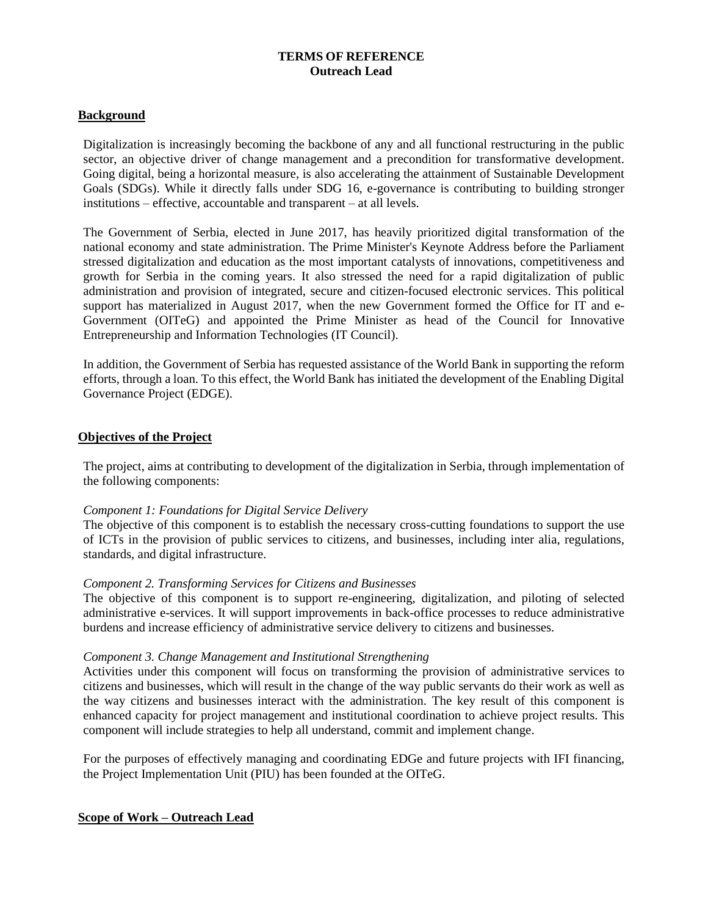**TERMS OF REFERENCE**
**Outreach Lead**

## Background

Digitalization is increasingly becoming the backbone of any and all functional restructuring in the public sector, an objective driver of change management and a precondition for transformative development. Going digital, being a horizontal measure, is also accelerating the attainment of Sustainable Development Goals (SDGs). While it directly falls under SDG 16, e-governance is contributing to building stronger institutions – effective, accountable and transparent – at all levels.

The Government of Serbia, elected in June 2017, has heavily prioritized digital transformation of the national economy and state administration. The Prime Minister's Keynote Address before the Parliament stressed digitalization and education as the most important catalysts of innovations, competitiveness and growth for Serbia in the coming years. It also stressed the need for a rapid digitalization of public administration and provision of integrated, secure and citizen-focused electronic services. This political support has materialized in August 2017, when the new Government formed the Office for IT and e-Government (OITeG) and appointed the Prime Minister as head of the Council for Innovative Entrepreneurship and Information Technologies (IT Council).

In addition, the Government of Serbia has requested assistance of the World Bank in supporting the reform efforts, through a loan. To this effect, the World Bank has initiated the development of the Enabling Digital Governance Project (EDGE).

## Objectives of the Project

The project, aims at contributing to development of the digitalization in Serbia, through implementation of the following components:

*Component 1: Foundations for Digital Service Delivery*
The objective of this component is to establish the necessary cross-cutting foundations to support the use of ICTs in the provision of public services to citizens, and businesses, including inter alia, regulations, standards, and digital infrastructure.

*Component 2. Transforming Services for Citizens and Businesses*
The objective of this component is to support re-engineering, digitalization, and piloting of selected administrative e-services. It will support improvements in back-office processes to reduce administrative burdens and increase efficiency of administrative service delivery to citizens and businesses.

*Component 3. Change Management and Institutional Strengthening*
Activities under this component will focus on transforming the provision of administrative services to citizens and businesses, which will result in the change of the way public servants do their work as well as the way citizens and businesses interact with the administration. The key result of this component is enhanced capacity for project management and institutional coordination to achieve project results. This component will include strategies to help all understand, commit and implement change.

For the purposes of effectively managing and coordinating EDGe and future projects with IFI financing, the Project Implementation Unit (PIU) has been founded at the OITeG.

## Scope of Work – Outreach Lead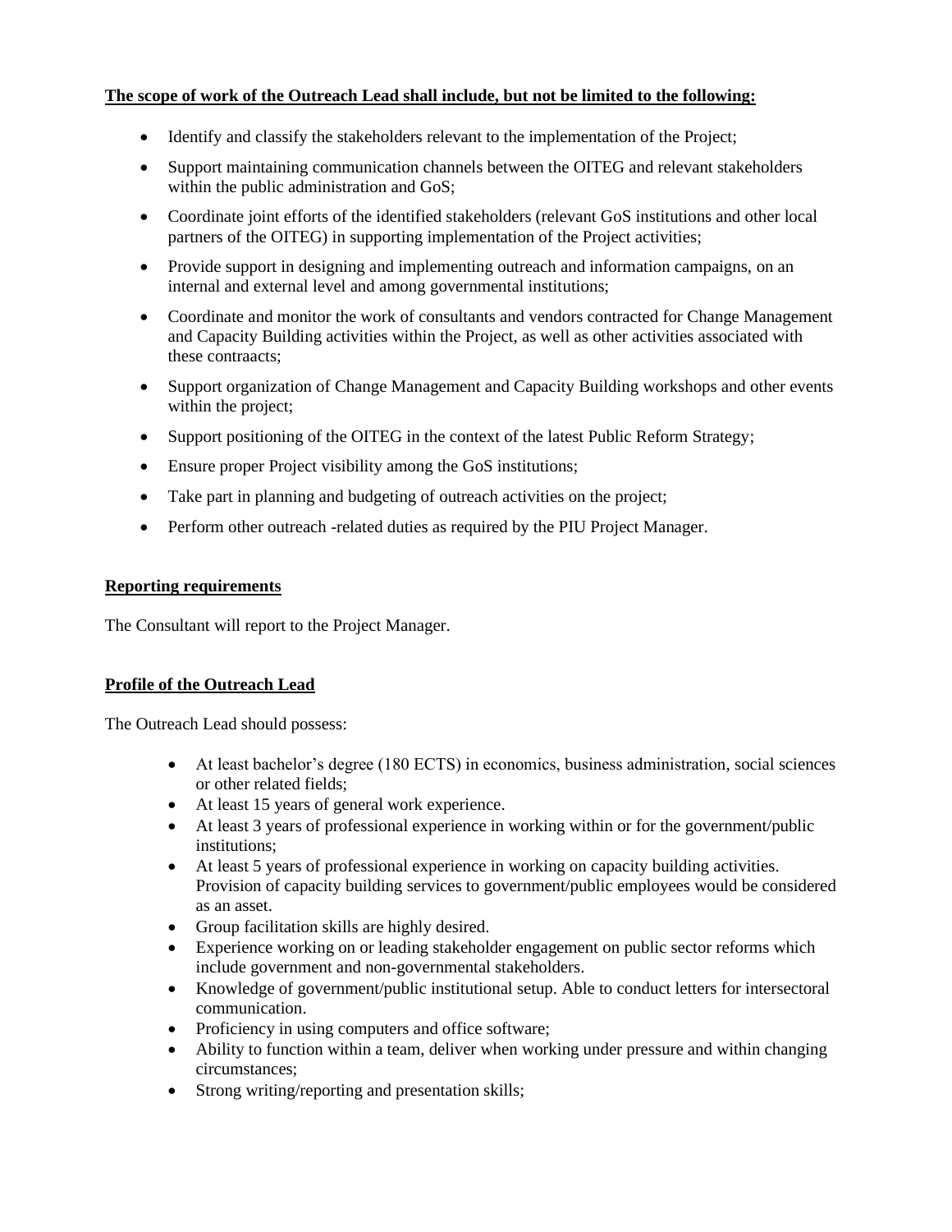**The scope of work of the Outreach Lead shall include, but not be limited to the following:**

- Identify and classify the stakeholders relevant to the implementation of the Project;
- Support maintaining communication channels between the OITEG and relevant stakeholders within the public administration and GoS;
- Coordinate joint efforts of the identified stakeholders (relevant GoS institutions and other local partners of the OITEG) in supporting implementation of the Project activities;
- Provide support in designing and implementing outreach and information campaigns, on an internal and external level and among governmental institutions;
- Coordinate and monitor the work of consultants and vendors contracted for Change Management and Capacity Building activities within the Project, as well as other activities associated with these contraacts;
- Support organization of Change Management and Capacity Building workshops and other events within the project;
- Support positioning of the OITEG in the context of the latest Public Reform Strategy;
- Ensure proper Project visibility among the GoS institutions;
- Take part in planning and budgeting of outreach activities on the project;
- Perform other outreach -related duties as required by the PIU Project Manager.

**Reporting requirements**

The Consultant will report to the Project Manager.

**Profile of the Outreach Lead**

The Outreach Lead should possess:

- At least bachelor's degree (180 ECTS) in economics, business administration, social sciences or other related fields;
- At least 15 years of general work experience.
- At least 3 years of professional experience in working within or for the government/public institutions;
- At least 5 years of professional experience in working on capacity building activities. Provision of capacity building services to government/public employees would be considered as an asset.
- Group facilitation skills are highly desired.
- Experience working on or leading stakeholder engagement on public sector reforms which include government and non-governmental stakeholders.
- Knowledge of government/public institutional setup. Able to conduct letters for intersectoral communication.
- Proficiency in using computers and office software;
- Ability to function within a team, deliver when working under pressure and within changing circumstances;
- Strong writing/reporting and presentation skills;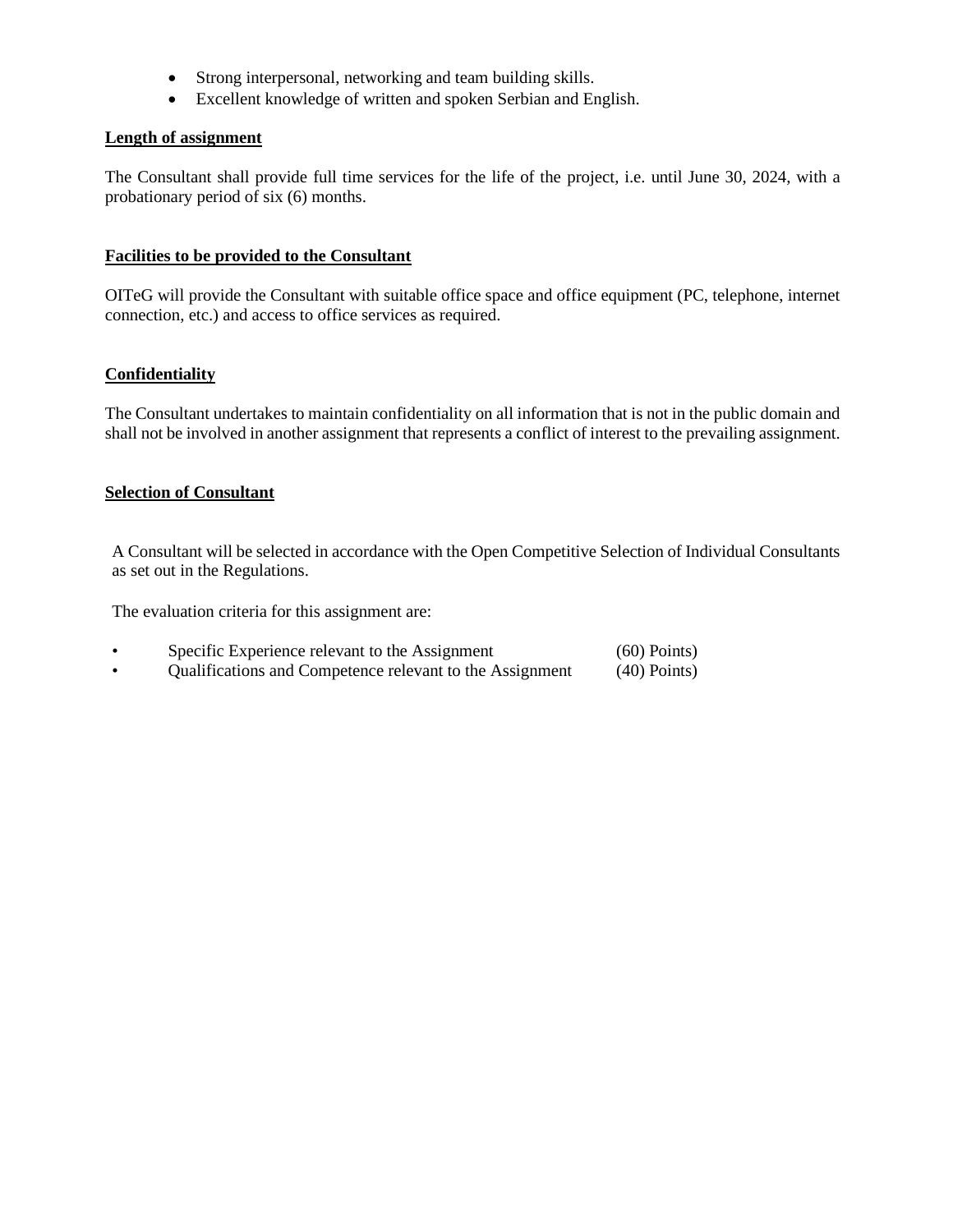- Strong interpersonal, networking and team building skills.
- Excellent knowledge of written and spoken Serbian and English.

**Length of assignment**

The Consultant shall provide full time services for the life of the project, i.e. until June 30, 2024, with a probationary period of six (6) months.

**Facilities to be provided to the Consultant**

OITeG will provide the Consultant with suitable office space and office equipment (PC, telephone, internet connection, etc.) and access to office services as required.

**Confidentiality**

The Consultant undertakes to maintain confidentiality on all information that is not in the public domain and shall not be involved in another assignment that represents a conflict of interest to the prevailing assignment.

**Selection of Consultant**

A Consultant will be selected in accordance with the Open Competitive Selection of Individual Consultants as set out in the Regulations.

The evaluation criteria for this assignment are:

- Specific Experience relevant to the Assignment (60) Points)
- Qualifications and Competence relevant to the Assignment (40) Points)